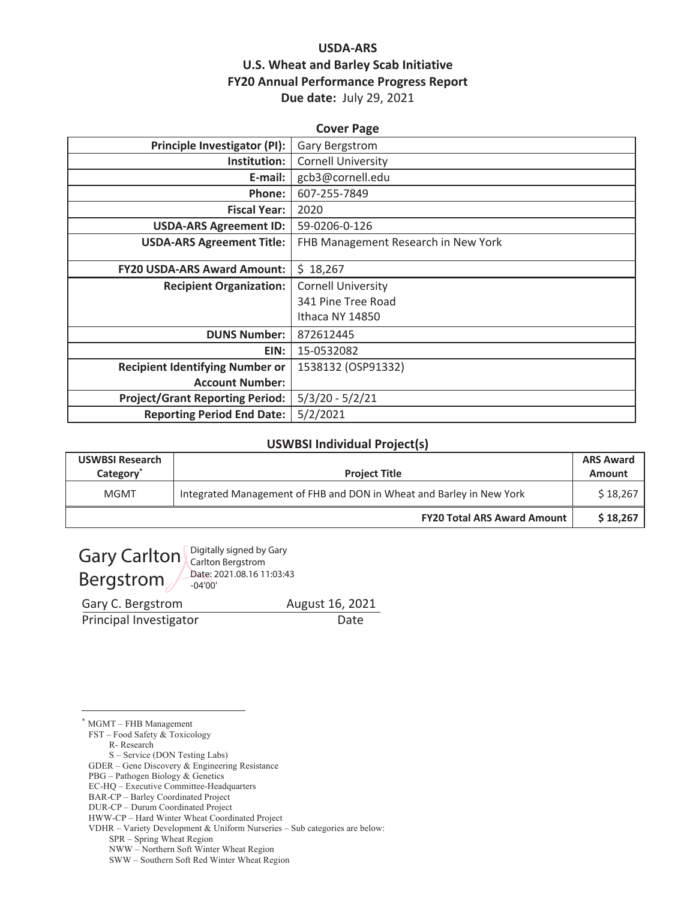# USDA-ARS
## U.S. Wheat and Barley Scab Initiative
## FY20 Annual Performance Progress Report
**Due date:** July 29, 2021

### Cover Page

| | |
|---|---|
| **Principle Investigator (PI):** | Gary Bergstrom |
| **Institution:** | Cornell University |
| **E-mail:** | gcb3@cornell.edu |
| **Phone:** | 607-255-7849 |
| **Fiscal Year:** | 2020 |
| **USDA-ARS Agreement ID:** | 59-0206-0-126 |
| **USDA-ARS Agreement Title:** | FHB Management Research in New York |
| **FY20 USDA-ARS Award Amount:** | $ 18,267 |
| **Recipient Organization:** | Cornell University<br>341 Pine Tree Road<br>Ithaca NY 14850 |
| **DUNS Number:** | 872612445 |
| **EIN:** | 15-0532082 |
| **Recipient Identifying Number or Account Number:** | 1538132 (OSP91332) |
| **Project/Grant Reporting Period:** | 5/3/20 - 5/2/21 |
| **Reporting Period End Date:** | 5/2/2021 |

### USWBSI Individual Project(s)

| USWBSI Research Category* | Project Title | ARS Award Amount |
|---|---|---|
| MGMT | Integrated Management of FHB and DON in Wheat and Barley in New York | $ 18,267 |
| | **FY20 Total ARS Award Amount** | **$ 18,267** |

Gary Carlton Bergstrom — Digitally signed by Gary Carlton Bergstrom Date: 2021.08.16 11:03:43 -04'00'

| | |
|---|---|
| Gary C. Bergstrom | August 16, 2021 |
| Principal Investigator | Date |

---

* MGMT – FHB Management
FST – Food Safety & Toxicology
  R- Research
  S – Service (DON Testing Labs)
GDER – Gene Discovery & Engineering Resistance
PBG – Pathogen Biology & Genetics
EC-HQ – Executive Committee-Headquarters
BAR-CP – Barley Coordinated Project
DUR-CP – Durum Coordinated Project
HWW-CP – Hard Winter Wheat Coordinated Project
VDHR – Variety Development & Uniform Nurseries – Sub categories are below:
  SPR – Spring Wheat Region
  NWW – Northern Soft Winter Wheat Region
  SWW – Southern Soft Red Winter Wheat Region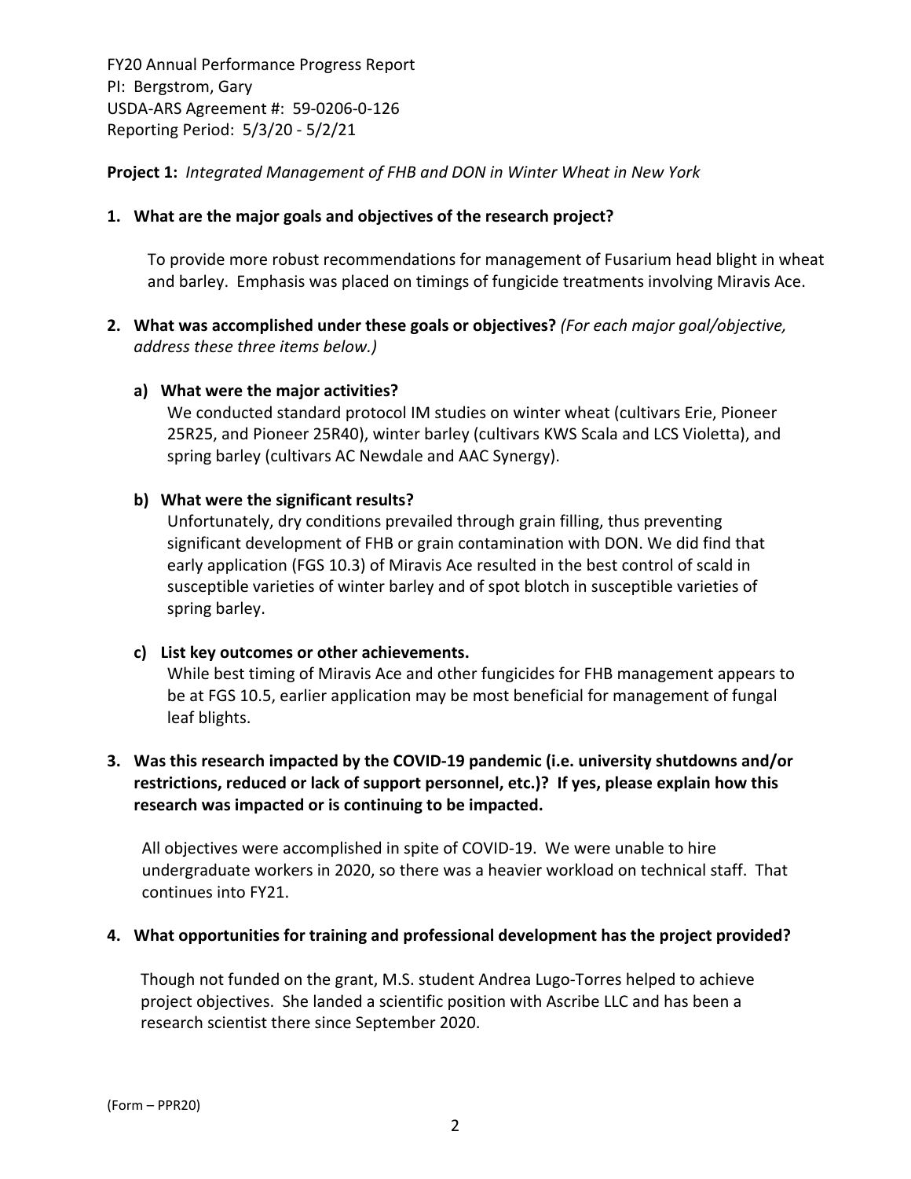FY20 Annual Performance Progress Report
PI: Bergstrom, Gary
USDA-ARS Agreement #: 59-0206-0-126
Reporting Period: 5/3/20 - 5/2/21

**Project 1:** *Integrated Management of FHB and DON in Winter Wheat in New York*

**1. What are the major goals and objectives of the research project?**

To provide more robust recommendations for management of Fusarium head blight in wheat and barley. Emphasis was placed on timings of fungicide treatments involving Miravis Ace.

**2. What was accomplished under these goals or objectives?** *(For each major goal/objective, address these three items below.)*

**a) What were the major activities?**

We conducted standard protocol IM studies on winter wheat (cultivars Erie, Pioneer 25R25, and Pioneer 25R40), winter barley (cultivars KWS Scala and LCS Violetta), and spring barley (cultivars AC Newdale and AAC Synergy).

**b) What were the significant results?**

Unfortunately, dry conditions prevailed through grain filling, thus preventing significant development of FHB or grain contamination with DON. We did find that early application (FGS 10.3) of Miravis Ace resulted in the best control of scald in susceptible varieties of winter barley and of spot blotch in susceptible varieties of spring barley.

**c) List key outcomes or other achievements.**

While best timing of Miravis Ace and other fungicides for FHB management appears to be at FGS 10.5, earlier application may be most beneficial for management of fungal leaf blights.

**3. Was this research impacted by the COVID-19 pandemic (i.e. university shutdowns and/or restrictions, reduced or lack of support personnel, etc.)? If yes, please explain how this research was impacted or is continuing to be impacted.**

All objectives were accomplished in spite of COVID-19. We were unable to hire undergraduate workers in 2020, so there was a heavier workload on technical staff. That continues into FY21.

**4. What opportunities for training and professional development has the project provided?**

Though not funded on the grant, M.S. student Andrea Lugo-Torres helped to achieve project objectives. She landed a scientific position with Ascribe LLC and has been a research scientist there since September 2020.

(Form – PPR20)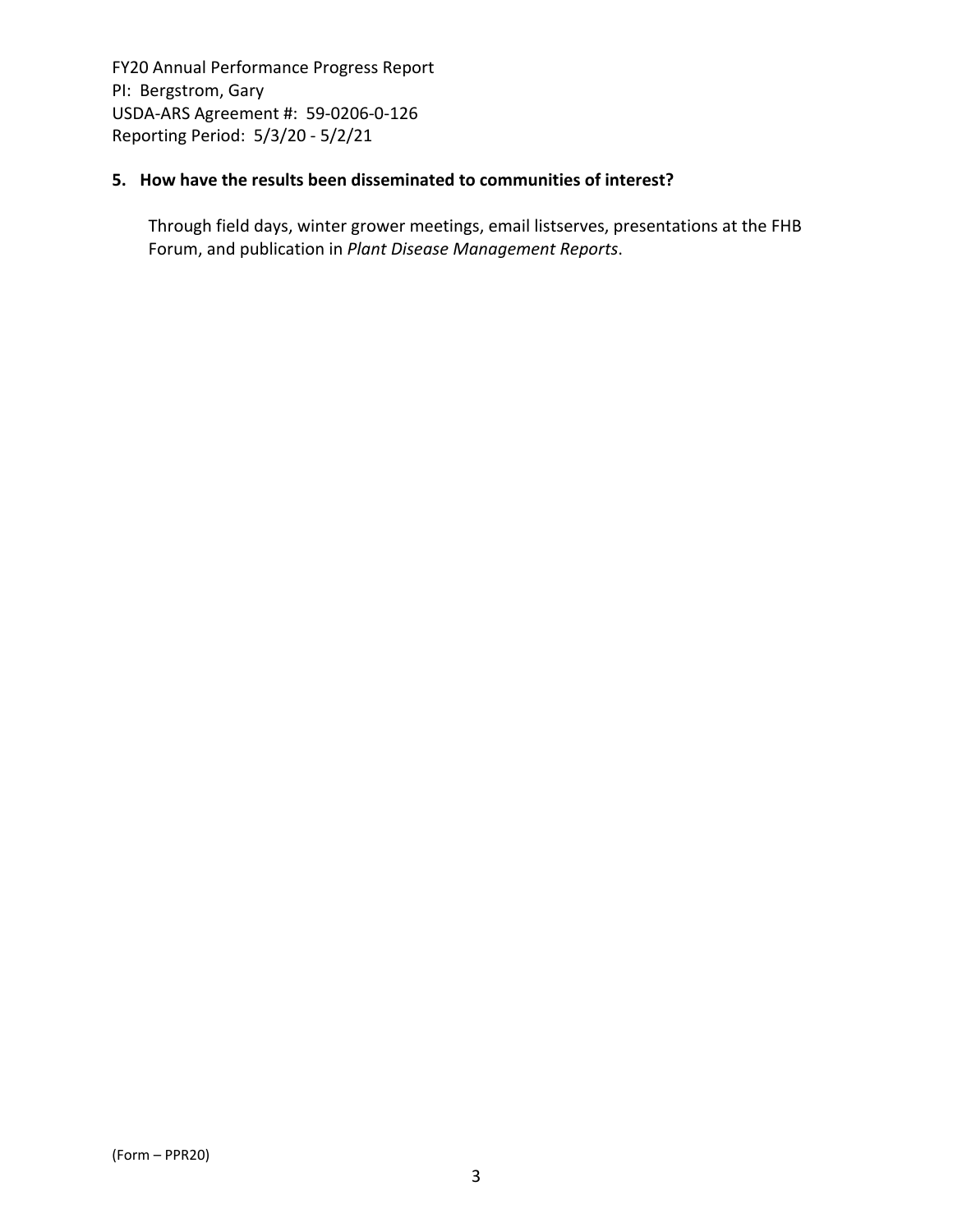**5. How have the results been disseminated to communities of interest?**

Through field days, winter grower meetings, email listserves, presentations at the FHB Forum, and publication in *Plant Disease Management Reports*.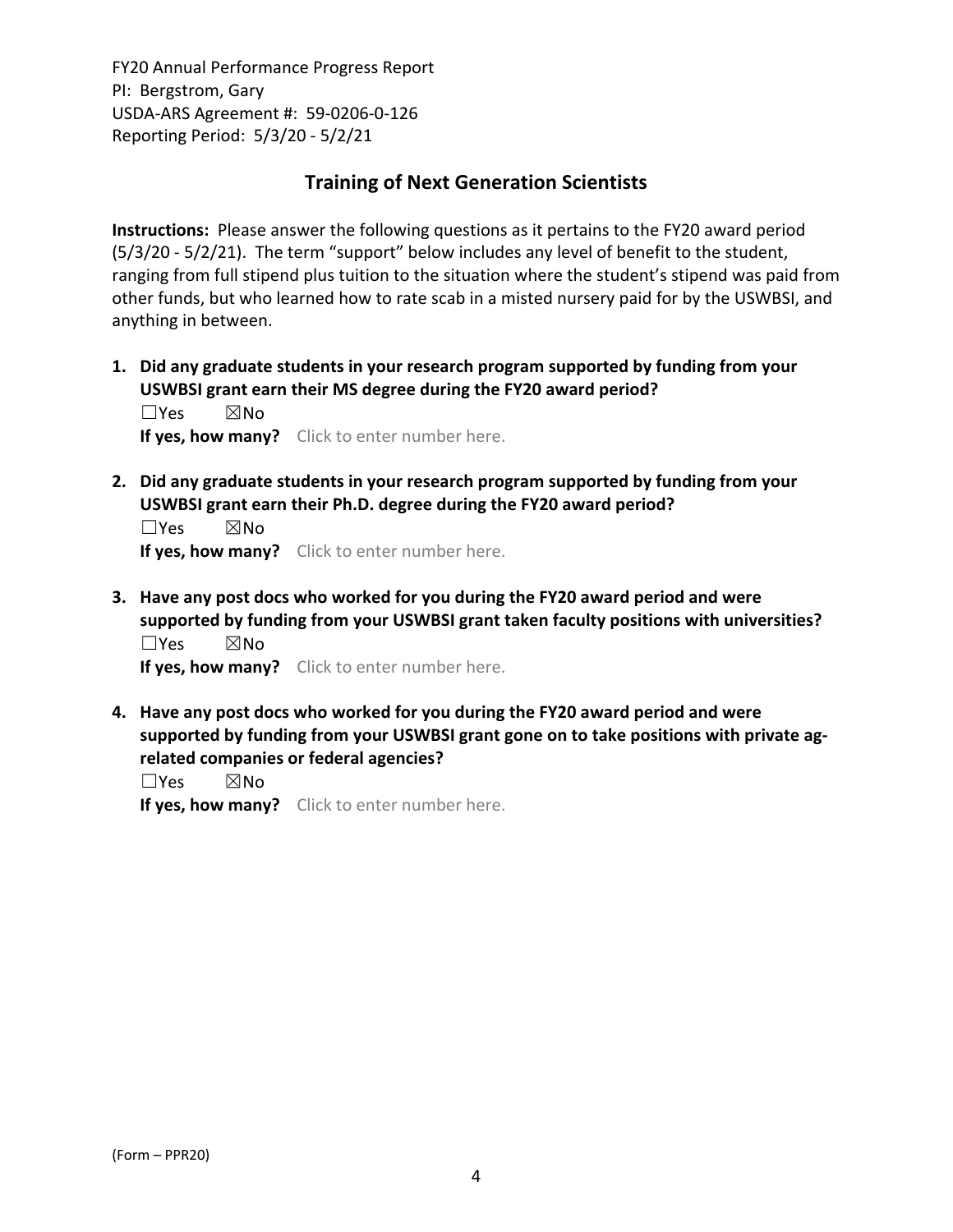FY20 Annual Performance Progress Report
PI: Bergstrom, Gary
USDA-ARS Agreement #: 59-0206-0-126
Reporting Period: 5/3/20 - 5/2/21

## Training of Next Generation Scientists

**Instructions:** Please answer the following questions as it pertains to the FY20 award period (5/3/20 - 5/2/21). The term "support" below includes any level of benefit to the student, ranging from full stipend plus tuition to the situation where the student's stipend was paid from other funds, but who learned how to rate scab in a misted nursery paid for by the USWBSI, and anything in between.

1. **Did any graduate students in your research program supported by funding from your USWBSI grant earn their MS degree during the FY20 award period?**
   ☐Yes ☒No
   **If yes, how many?** Click to enter number here.

2. **Did any graduate students in your research program supported by funding from your USWBSI grant earn their Ph.D. degree during the FY20 award period?**
   ☐Yes ☒No
   **If yes, how many?** Click to enter number here.

3. **Have any post docs who worked for you during the FY20 award period and were supported by funding from your USWBSI grant taken faculty positions with universities?**
   ☐Yes ☒No
   **If yes, how many?** Click to enter number here.

4. **Have any post docs who worked for you during the FY20 award period and were supported by funding from your USWBSI grant gone on to take positions with private ag-related companies or federal agencies?**
   ☐Yes ☒No
   **If yes, how many?** Click to enter number here.

(Form – PPR20)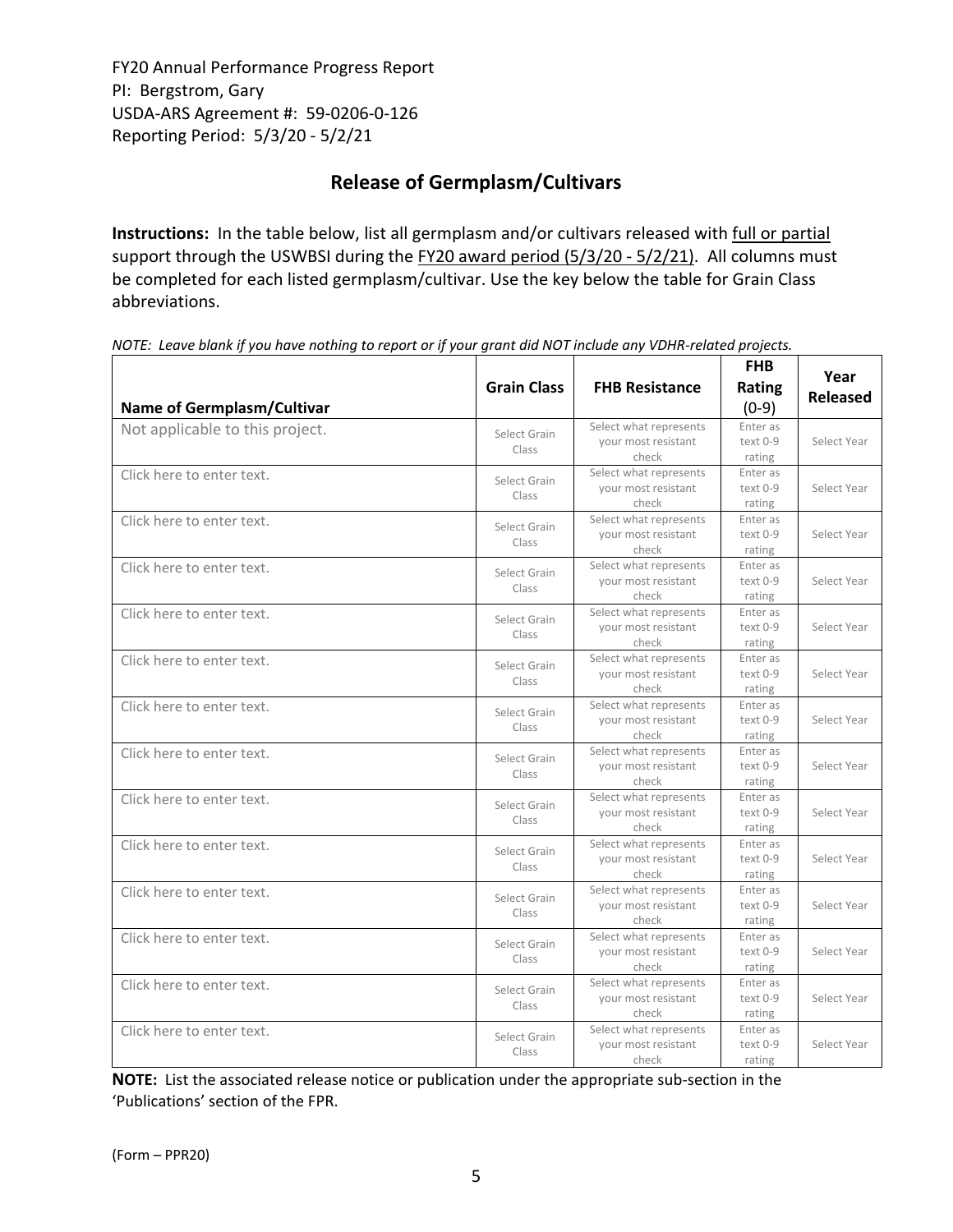FY20 Annual Performance Progress Report
PI: Bergstrom, Gary
USDA-ARS Agreement #: 59-0206-0-126
Reporting Period: 5/3/20 - 5/2/21

## Release of Germplasm/Cultivars

**Instructions:** In the table below, list all germplasm and/or cultivars released with full or partial support through the USWBSI during the FY20 award period (5/3/20 - 5/2/21). All columns must be completed for each listed germplasm/cultivar. Use the key below the table for Grain Class abbreviations.

*NOTE: Leave blank if you have nothing to report or if your grant did NOT include any VDHR-related projects.*

| Name of Germplasm/Cultivar | Grain Class | FHB Resistance | FHB Rating (0-9) | Year Released |
|---|---|---|---|---|
| Not applicable to this project. | Select Grain Class | Select what represents your most resistant check | Enter as text 0-9 rating | Select Year |
| Click here to enter text. | Select Grain Class | Select what represents your most resistant check | Enter as text 0-9 rating | Select Year |
| Click here to enter text. | Select Grain Class | Select what represents your most resistant check | Enter as text 0-9 rating | Select Year |
| Click here to enter text. | Select Grain Class | Select what represents your most resistant check | Enter as text 0-9 rating | Select Year |
| Click here to enter text. | Select Grain Class | Select what represents your most resistant check | Enter as text 0-9 rating | Select Year |
| Click here to enter text. | Select Grain Class | Select what represents your most resistant check | Enter as text 0-9 rating | Select Year |
| Click here to enter text. | Select Grain Class | Select what represents your most resistant check | Enter as text 0-9 rating | Select Year |
| Click here to enter text. | Select Grain Class | Select what represents your most resistant check | Enter as text 0-9 rating | Select Year |
| Click here to enter text. | Select Grain Class | Select what represents your most resistant check | Enter as text 0-9 rating | Select Year |
| Click here to enter text. | Select Grain Class | Select what represents your most resistant check | Enter as text 0-9 rating | Select Year |
| Click here to enter text. | Select Grain Class | Select what represents your most resistant check | Enter as text 0-9 rating | Select Year |
| Click here to enter text. | Select Grain Class | Select what represents your most resistant check | Enter as text 0-9 rating | Select Year |
| Click here to enter text. | Select Grain Class | Select what represents your most resistant check | Enter as text 0-9 rating | Select Year |
| Click here to enter text. | Select Grain Class | Select what represents your most resistant check | Enter as text 0-9 rating | Select Year |

**NOTE:** List the associated release notice or publication under the appropriate sub-section in the 'Publications' section of the FPR.

(Form – PPR20)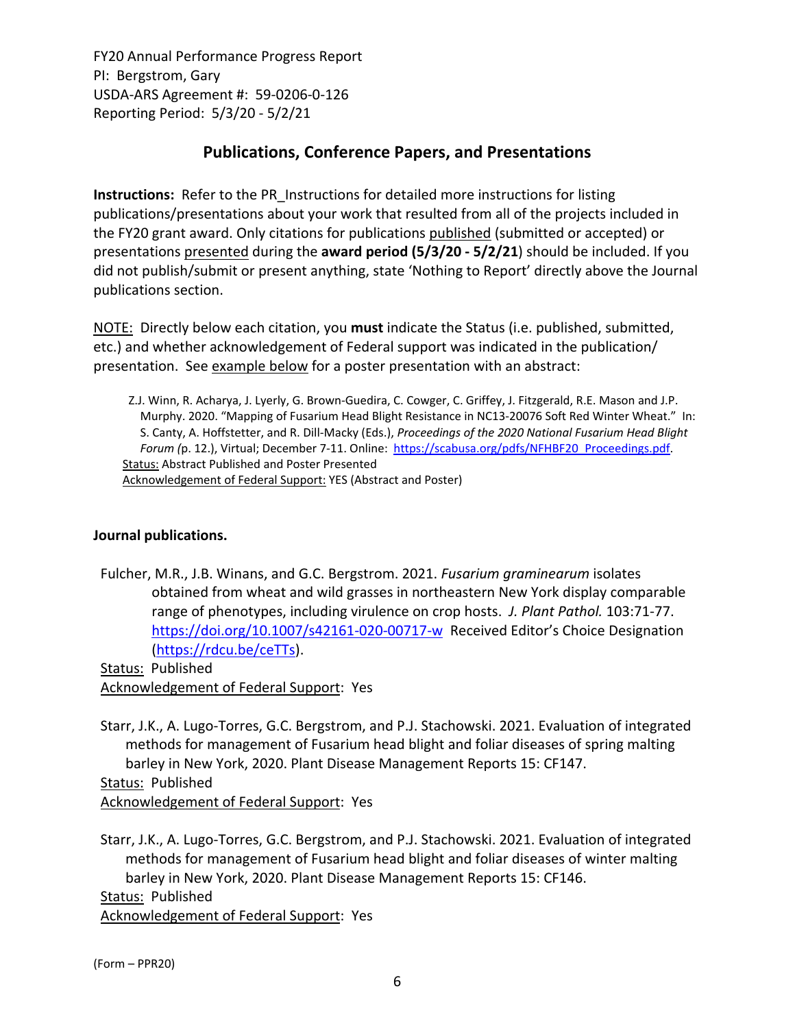FY20 Annual Performance Progress Report
PI: Bergstrom, Gary
USDA-ARS Agreement #: 59-0206-0-126
Reporting Period: 5/3/20 - 5/2/21

## Publications, Conference Papers, and Presentations

**Instructions:** Refer to the PR_Instructions for detailed more instructions for listing publications/presentations about your work that resulted from all of the projects included in the FY20 grant award. Only citations for publications published (submitted or accepted) or presentations presented during the **award period (5/3/20 - 5/2/21)** should be included. If you did not publish/submit or present anything, state 'Nothing to Report' directly above the Journal publications section.

NOTE: Directly below each citation, you **must** indicate the Status (i.e. published, submitted, etc.) and whether acknowledgement of Federal support was indicated in the publication/presentation. See example below for a poster presentation with an abstract:

> Z.J. Winn, R. Acharya, J. Lyerly, G. Brown-Guedira, C. Cowger, C. Griffey, J. Fitzgerald, R.E. Mason and J.P. Murphy. 2020. "Mapping of Fusarium Head Blight Resistance in NC13-20076 Soft Red Winter Wheat." In: S. Canty, A. Hoffstetter, and R. Dill-Macky (Eds.), *Proceedings of the 2020 National Fusarium Head Blight Forum (*p. 12.), Virtual; December 7-11. Online: https://scabusa.org/pdfs/NFHBF20_Proceedings.pdf.
> Status: Abstract Published and Poster Presented
> Acknowledgement of Federal Support: YES (Abstract and Poster)

**Journal publications.**

Fulcher, M.R., J.B. Winans, and G.C. Bergstrom. 2021. *Fusarium graminearum* isolates obtained from wheat and wild grasses in northeastern New York display comparable range of phenotypes, including virulence on crop hosts. *J. Plant Pathol.* 103:71-77. https://doi.org/10.1007/s42161-020-00717-w Received Editor's Choice Designation (https://rdcu.be/ceTTs).
Status: Published
Acknowledgement of Federal Support: Yes

Starr, J.K., A. Lugo-Torres, G.C. Bergstrom, and P.J. Stachowski. 2021. Evaluation of integrated methods for management of Fusarium head blight and foliar diseases of spring malting barley in New York, 2020. Plant Disease Management Reports 15: CF147.
Status: Published
Acknowledgement of Federal Support: Yes

Starr, J.K., A. Lugo-Torres, G.C. Bergstrom, and P.J. Stachowski. 2021. Evaluation of integrated methods for management of Fusarium head blight and foliar diseases of winter malting barley in New York, 2020. Plant Disease Management Reports 15: CF146.
Status: Published
Acknowledgement of Federal Support: Yes

(Form – PPR20)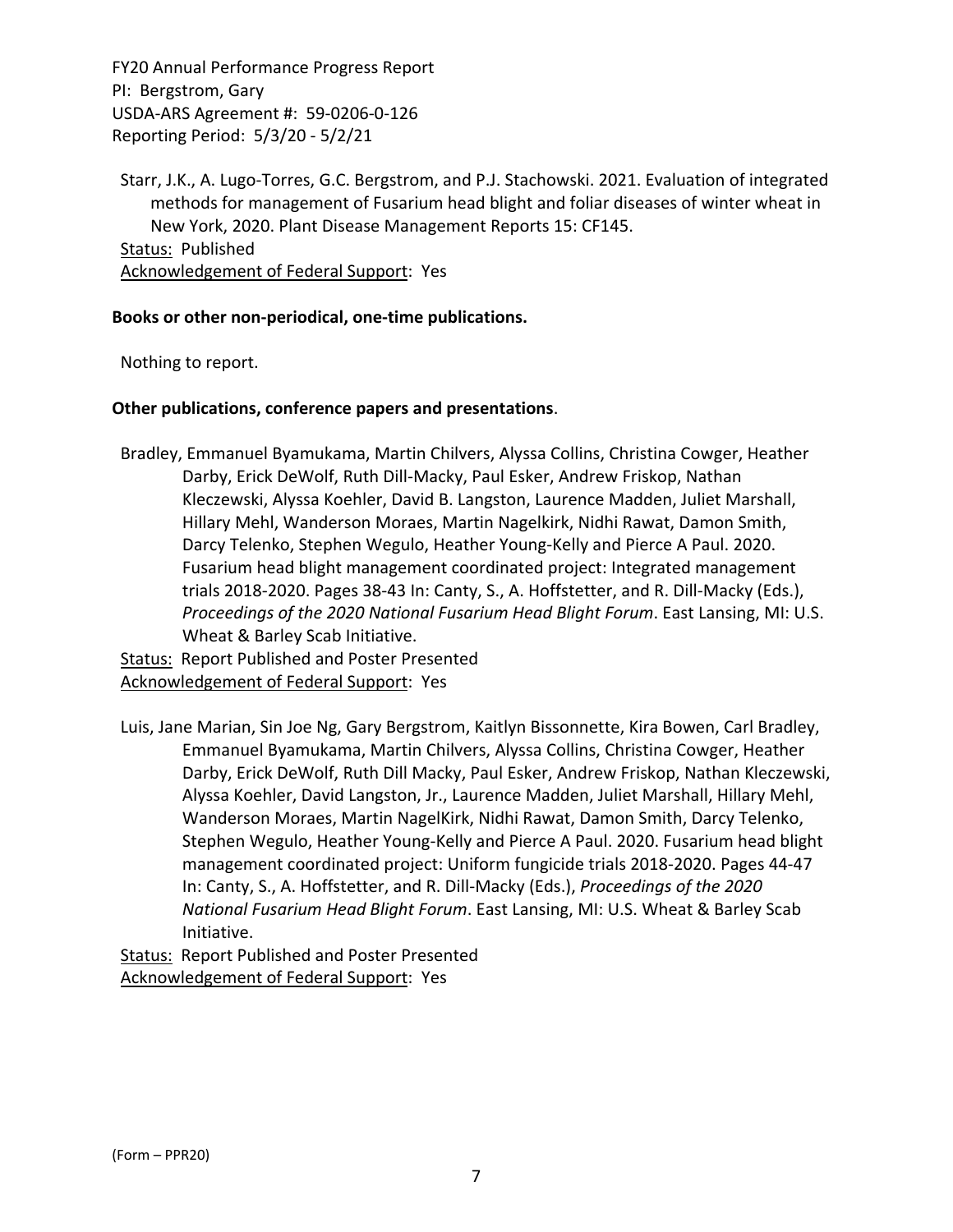Starr, J.K., A. Lugo-Torres, G.C. Bergstrom, and P.J. Stachowski. 2021. Evaluation of integrated methods for management of Fusarium head blight and foliar diseases of winter wheat in New York, 2020. Plant Disease Management Reports 15: CF145.
Status: Published
Acknowledgement of Federal Support: Yes

**Books or other non-periodical, one-time publications.**

Nothing to report.

**Other publications, conference papers and presentations**.

Bradley, Emmanuel Byamukama, Martin Chilvers, Alyssa Collins, Christina Cowger, Heather Darby, Erick DeWolf, Ruth Dill-Macky, Paul Esker, Andrew Friskop, Nathan Kleczewski, Alyssa Koehler, David B. Langston, Laurence Madden, Juliet Marshall, Hillary Mehl, Wanderson Moraes, Martin Nagelkirk, Nidhi Rawat, Damon Smith, Darcy Telenko, Stephen Wegulo, Heather Young-Kelly and Pierce A Paul. 2020. Fusarium head blight management coordinated project: Integrated management trials 2018-2020. Pages 38-43 In: Canty, S., A. Hoffstetter, and R. Dill-Macky (Eds.), *Proceedings of the 2020 National Fusarium Head Blight Forum*. East Lansing, MI: U.S. Wheat & Barley Scab Initiative.
Status: Report Published and Poster Presented
Acknowledgement of Federal Support: Yes

Luis, Jane Marian, Sin Joe Ng, Gary Bergstrom, Kaitlyn Bissonnette, Kira Bowen, Carl Bradley, Emmanuel Byamukama, Martin Chilvers, Alyssa Collins, Christina Cowger, Heather Darby, Erick DeWolf, Ruth Dill Macky, Paul Esker, Andrew Friskop, Nathan Kleczewski, Alyssa Koehler, David Langston, Jr., Laurence Madden, Juliet Marshall, Hillary Mehl, Wanderson Moraes, Martin NagelKirk, Nidhi Rawat, Damon Smith, Darcy Telenko, Stephen Wegulo, Heather Young-Kelly and Pierce A Paul. 2020. Fusarium head blight management coordinated project: Uniform fungicide trials 2018-2020. Pages 44-47 In: Canty, S., A. Hoffstetter, and R. Dill-Macky (Eds.), *Proceedings of the 2020 National Fusarium Head Blight Forum*. East Lansing, MI: U.S. Wheat & Barley Scab Initiative.
Status: Report Published and Poster Presented
Acknowledgement of Federal Support: Yes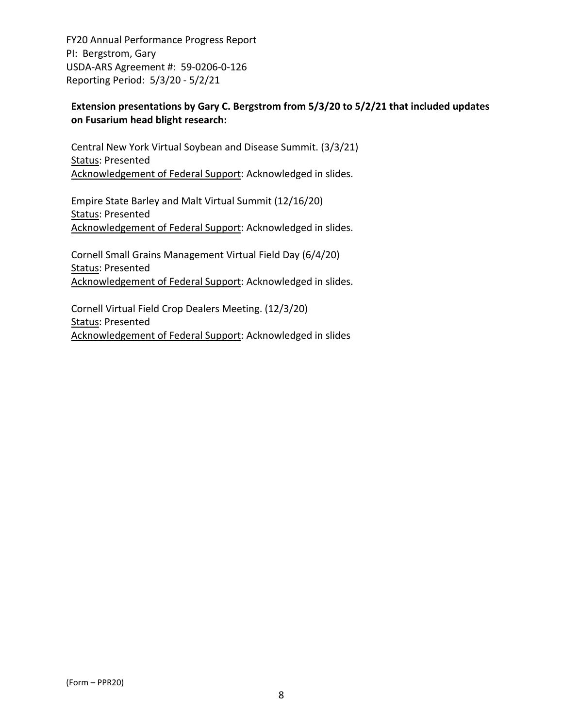**Extension presentations by Gary C. Bergstrom from 5/3/20 to 5/2/21 that included updates on Fusarium head blight research:**

Central New York Virtual Soybean and Disease Summit. (3/3/21)
Status: Presented
Acknowledgement of Federal Support: Acknowledged in slides.

Empire State Barley and Malt Virtual Summit (12/16/20)
Status: Presented
Acknowledgement of Federal Support: Acknowledged in slides.

Cornell Small Grains Management Virtual Field Day (6/4/20)
Status: Presented
Acknowledgement of Federal Support: Acknowledged in slides.

Cornell Virtual Field Crop Dealers Meeting. (12/3/20)
Status: Presented
Acknowledgement of Federal Support: Acknowledged in slides